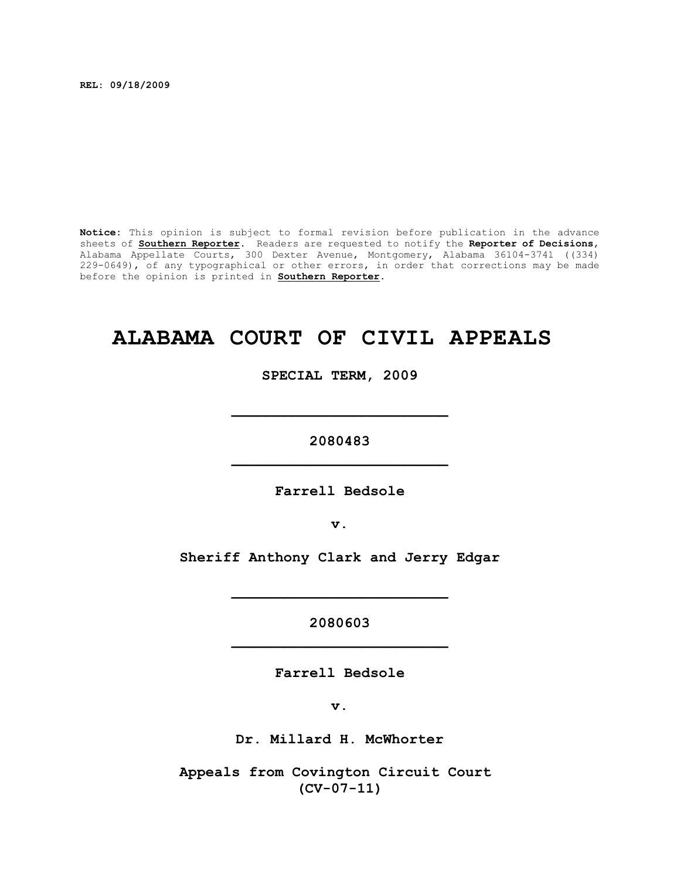**REL: 09/18/2009**

**Notice:** This opinion is subject to formal revision before publication in the advance sheets of **Southern Reporter**. Readers are requested to notify the **Reporter of Decisions**, Alabama Appellate Courts, 300 Dexter Avenue, Montgomery, Alabama 36104-3741 ((334) 229-0649), of any typographical or other errors, in order that corrections may be made before the opinion is printed in **Southern Reporter**.

# ALABAMA COURT OF CIVIL APPEALS

**SPECIAL TERM, 2009**

---

**2080483**

---

**Farrell Bedsole**

**v.**

**Sheriff Anthony Clark and Jerry Edgar**

---

**2080603**

---

**Farrell Bedsole**

**v.**

**Dr. Millard H. McWhorter**

**Appeals from Covington Circuit Court**
**(CV-07-11)**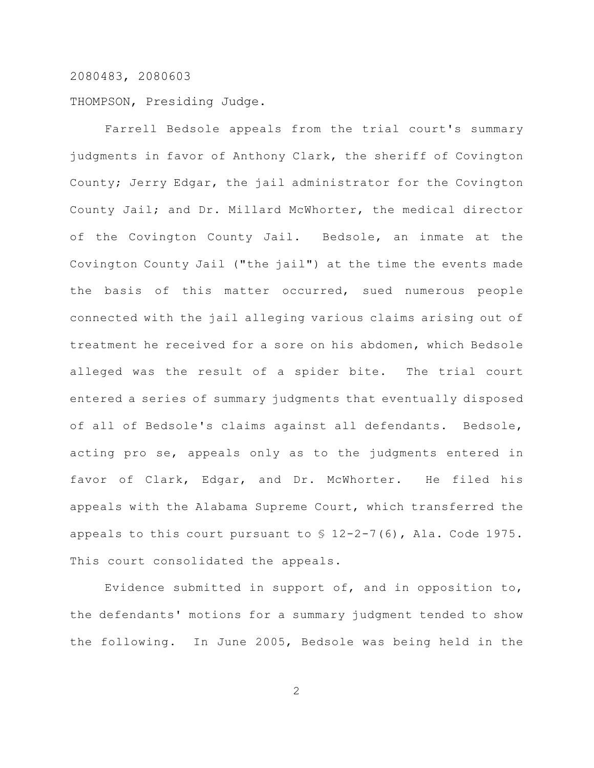2080483, 2080603

THOMPSON, Presiding Judge.

Farrell Bedsole appeals from the trial court's summary judgments in favor of Anthony Clark, the sheriff of Covington County; Jerry Edgar, the jail administrator for the Covington County Jail; and Dr. Millard McWhorter, the medical director of the Covington County Jail. Bedsole, an inmate at the Covington County Jail ("the jail") at the time the events made the basis of this matter occurred, sued numerous people connected with the jail alleging various claims arising out of treatment he received for a sore on his abdomen, which Bedsole alleged was the result of a spider bite. The trial court entered a series of summary judgments that eventually disposed of all of Bedsole's claims against all defendants. Bedsole, acting pro se, appeals only as to the judgments entered in favor of Clark, Edgar, and Dr. McWhorter. He filed his appeals with the Alabama Supreme Court, which transferred the appeals to this court pursuant to § 12-2-7(6), Ala. Code 1975. This court consolidated the appeals.

Evidence submitted in support of, and in opposition to, the defendants' motions for a summary judgment tended to show the following. In June 2005, Bedsole was being held in the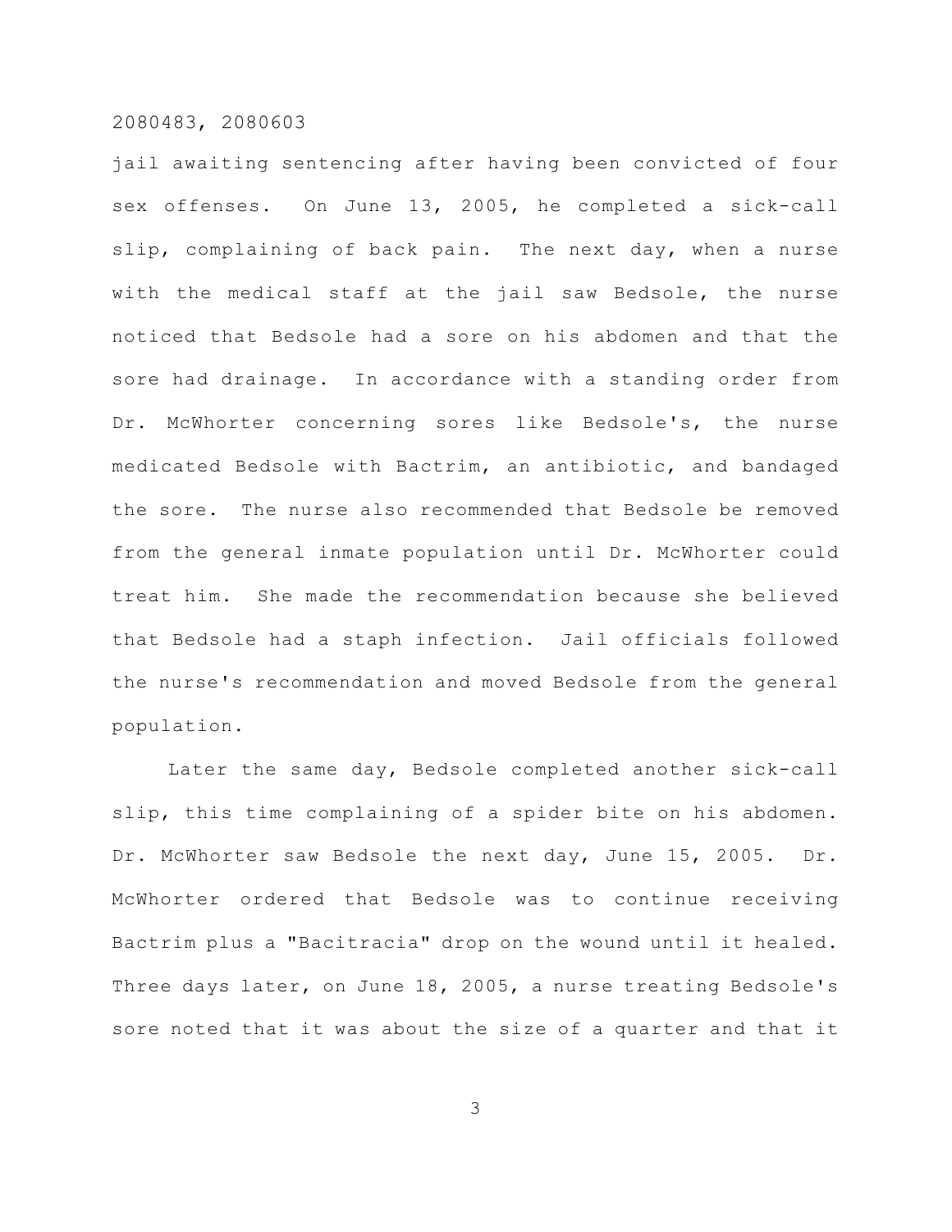jail awaiting sentencing after having been convicted of four sex offenses. On June 13, 2005, he completed a sick-call slip, complaining of back pain. The next day, when a nurse with the medical staff at the jail saw Bedsole, the nurse noticed that Bedsole had a sore on his abdomen and that the sore had drainage. In accordance with a standing order from Dr. McWhorter concerning sores like Bedsole's, the nurse medicated Bedsole with Bactrim, an antibiotic, and bandaged the sore. The nurse also recommended that Bedsole be removed from the general inmate population until Dr. McWhorter could treat him. She made the recommendation because she believed that Bedsole had a staph infection. Jail officials followed the nurse's recommendation and moved Bedsole from the general population.

Later the same day, Bedsole completed another sick-call slip, this time complaining of a spider bite on his abdomen. Dr. McWhorter saw Bedsole the next day, June 15, 2005. Dr. McWhorter ordered that Bedsole was to continue receiving Bactrim plus a "Bacitracia" drop on the wound until it healed. Three days later, on June 18, 2005, a nurse treating Bedsole's sore noted that it was about the size of a quarter and that it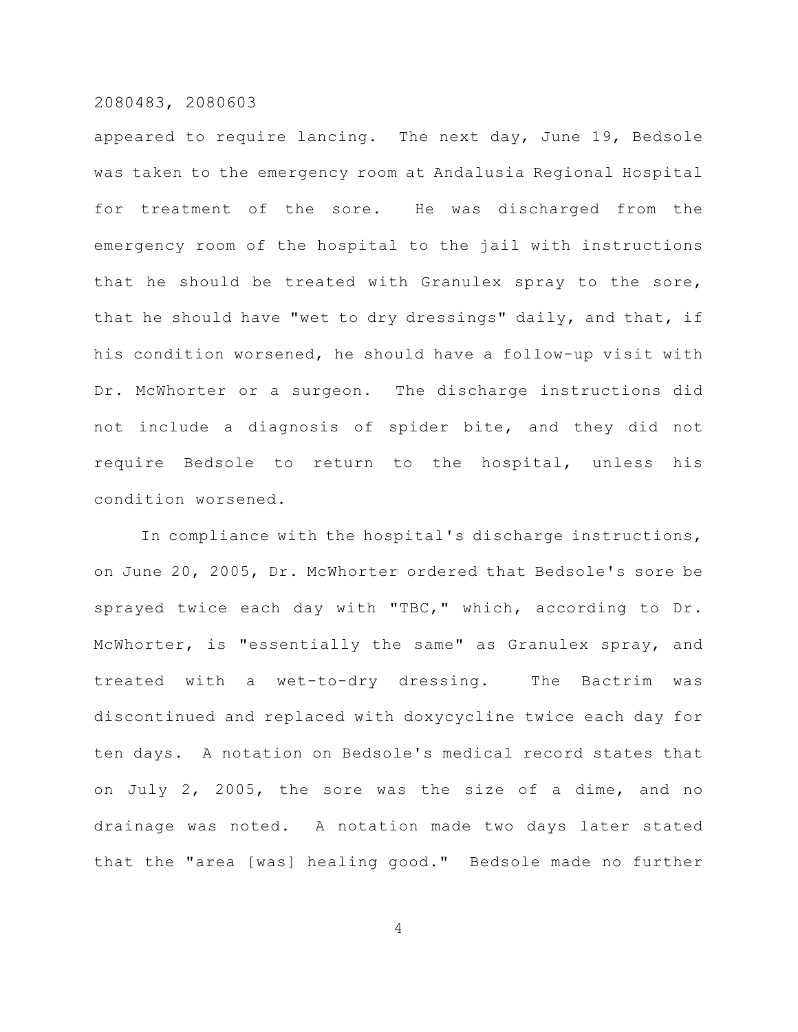appeared to require lancing. The next day, June 19, Bedsole was taken to the emergency room at Andalusia Regional Hospital for treatment of the sore. He was discharged from the emergency room of the hospital to the jail with instructions that he should be treated with Granulex spray to the sore, that he should have "wet to dry dressings" daily, and that, if his condition worsened, he should have a follow-up visit with Dr. McWhorter or a surgeon. The discharge instructions did not include a diagnosis of spider bite, and they did not require Bedsole to return to the hospital, unless his condition worsened.

In compliance with the hospital's discharge instructions, on June 20, 2005, Dr. McWhorter ordered that Bedsole's sore be sprayed twice each day with "TBC," which, according to Dr. McWhorter, is "essentially the same" as Granulex spray, and treated with a wet-to-dry dressing. The Bactrim was discontinued and replaced with doxycycline twice each day for ten days. A notation on Bedsole's medical record states that on July 2, 2005, the sore was the size of a dime, and no drainage was noted. A notation made two days later stated that the "area [was] healing good." Bedsole made no further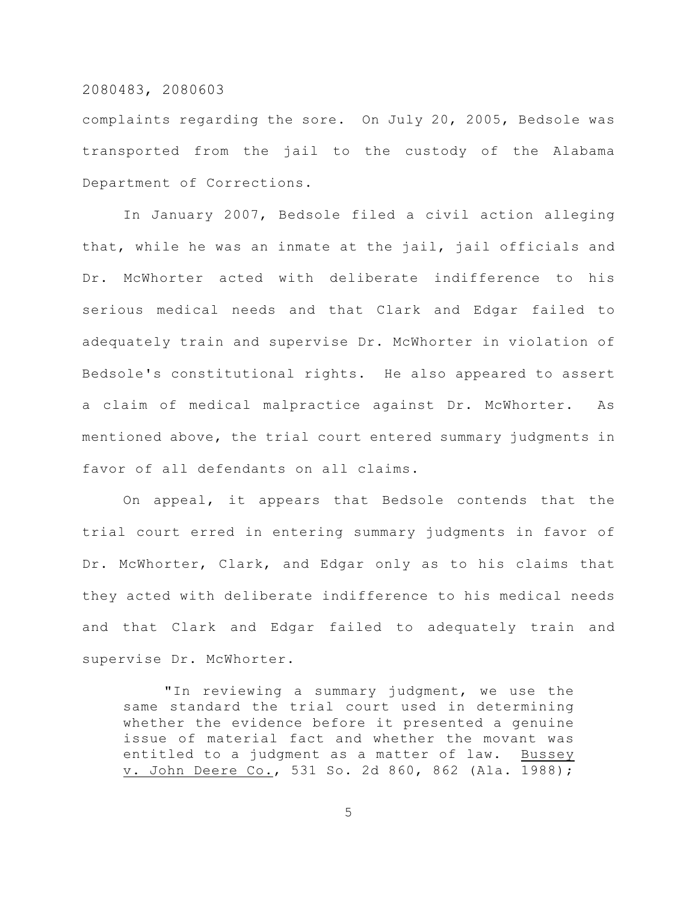complaints regarding the sore. On July 20, 2005, Bedsole was transported from the jail to the custody of the Alabama Department of Corrections.

In January 2007, Bedsole filed a civil action alleging that, while he was an inmate at the jail, jail officials and Dr. McWhorter acted with deliberate indifference to his serious medical needs and that Clark and Edgar failed to adequately train and supervise Dr. McWhorter in violation of Bedsole's constitutional rights. He also appeared to assert a claim of medical malpractice against Dr. McWhorter. As mentioned above, the trial court entered summary judgments in favor of all defendants on all claims.

On appeal, it appears that Bedsole contends that the trial court erred in entering summary judgments in favor of Dr. McWhorter, Clark, and Edgar only as to his claims that they acted with deliberate indifference to his medical needs and that Clark and Edgar failed to adequately train and supervise Dr. McWhorter.

> "In reviewing a summary judgment, we use the same standard the trial court used in determining whether the evidence before it presented a genuine issue of material fact and whether the movant was entitled to a judgment as a matter of law. Bussey v. John Deere Co., 531 So. 2d 860, 862 (Ala. 1988);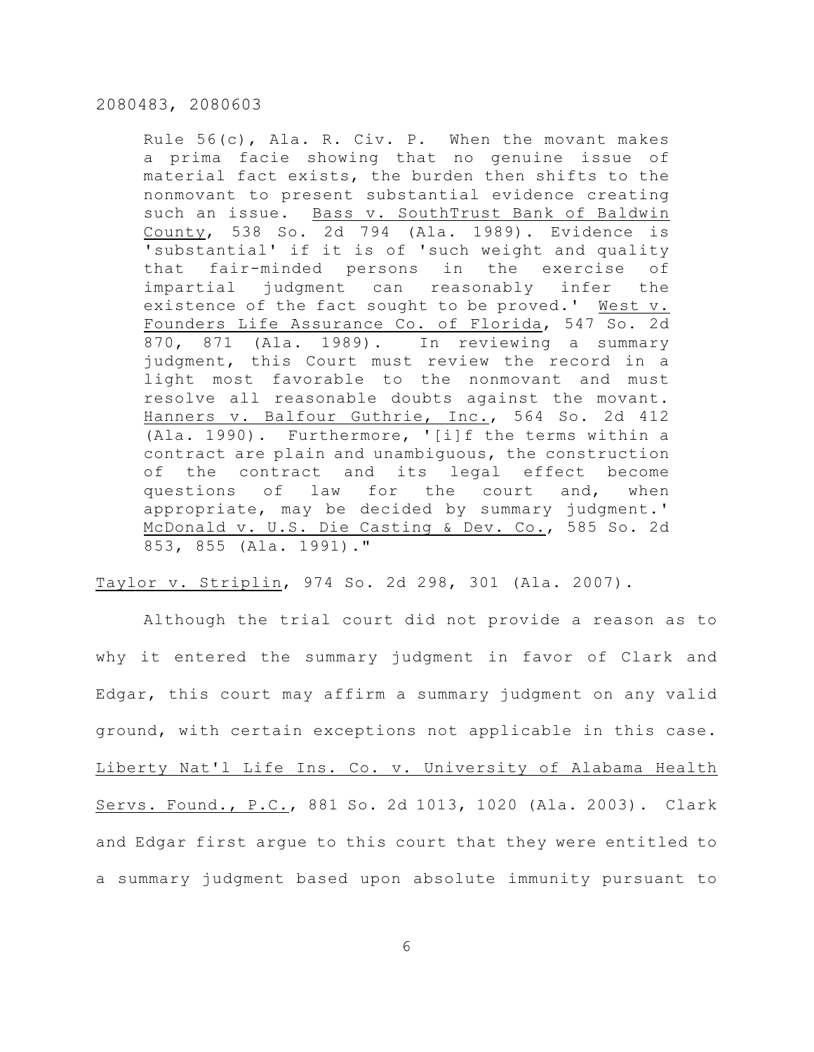> Rule 56(c), Ala. R. Civ. P. When the movant makes a prima facie showing that no genuine issue of material fact exists, the burden then shifts to the nonmovant to present substantial evidence creating such an issue. Bass v. SouthTrust Bank of Baldwin County, 538 So. 2d 794 (Ala. 1989). Evidence is 'substantial' if it is of 'such weight and quality that fair-minded persons in the exercise of impartial judgment can reasonably infer the existence of the fact sought to be proved.' West v. Founders Life Assurance Co. of Florida, 547 So. 2d 870, 871 (Ala. 1989). In reviewing a summary judgment, this Court must review the record in a light most favorable to the nonmovant and must resolve all reasonable doubts against the movant. Hanners v. Balfour Guthrie, Inc., 564 So. 2d 412 (Ala. 1990). Furthermore, '[i]f the terms within a contract are plain and unambiguous, the construction of the contract and its legal effect become questions of law for the court and, when appropriate, may be decided by summary judgment.' McDonald v. U.S. Die Casting & Dev. Co., 585 So. 2d 853, 855 (Ala. 1991)."

Taylor v. Striplin, 974 So. 2d 298, 301 (Ala. 2007).

Although the trial court did not provide a reason as to why it entered the summary judgment in favor of Clark and Edgar, this court may affirm a summary judgment on any valid ground, with certain exceptions not applicable in this case. Liberty Nat'l Life Ins. Co. v. University of Alabama Health Servs. Found., P.C., 881 So. 2d 1013, 1020 (Ala. 2003). Clark and Edgar first argue to this court that they were entitled to a summary judgment based upon absolute immunity pursuant to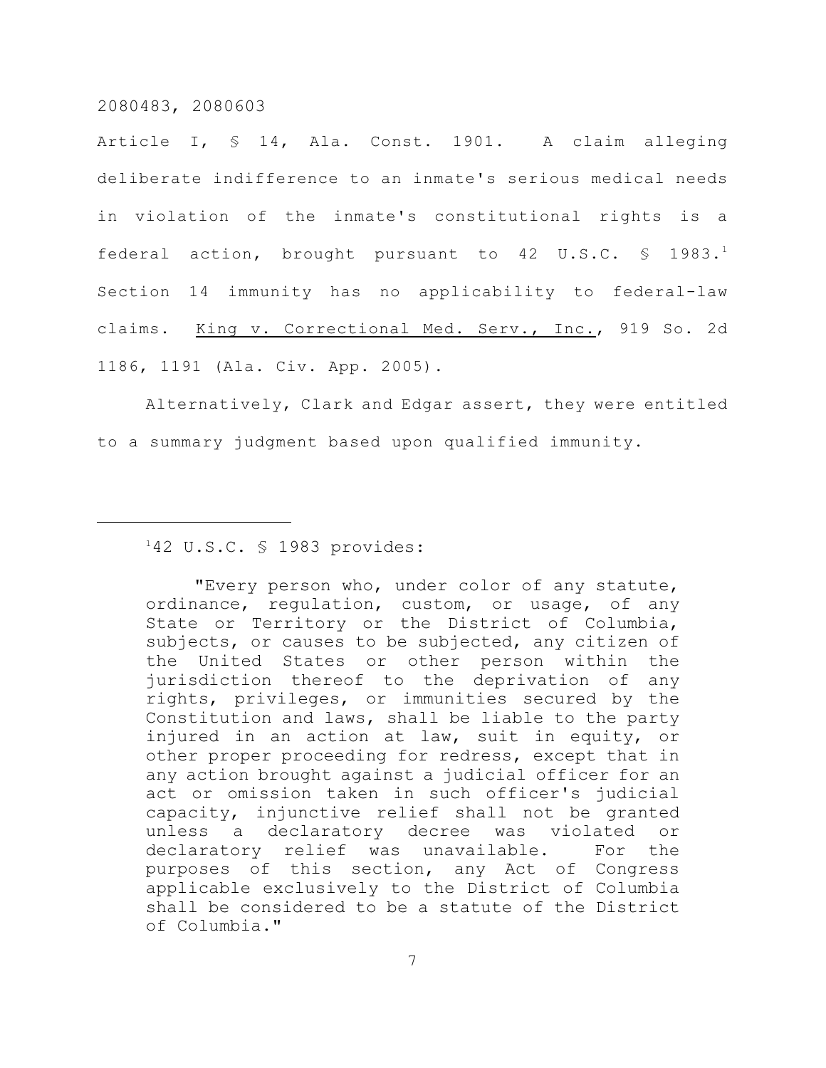Article I, § 14, Ala. Const. 1901. A claim alleging deliberate indifference to an inmate's serious medical needs in violation of the inmate's constitutional rights is a federal action, brought pursuant to 42 U.S.C. § 1983.[1] Section 14 immunity has no applicability to federal-law claims. King v. Correctional Med. Serv., Inc., 919 So. 2d 1186, 1191 (Ala. Civ. App. 2005).

Alternatively, Clark and Edgar assert, they were entitled to a summary judgment based upon qualified immunity.

---

[1]42 U.S.C. § 1983 provides:

> "Every person who, under color of any statute, ordinance, regulation, custom, or usage, of any State or Territory or the District of Columbia, subjects, or causes to be subjected, any citizen of the United States or other person within the jurisdiction thereof to the deprivation of any rights, privileges, or immunities secured by the Constitution and laws, shall be liable to the party injured in an action at law, suit in equity, or other proper proceeding for redress, except that in any action brought against a judicial officer for an act or omission taken in such officer's judicial capacity, injunctive relief shall not be granted unless a declaratory decree was violated or declaratory relief was unavailable. For the purposes of this section, any Act of Congress applicable exclusively to the District of Columbia shall be considered to be a statute of the District of Columbia."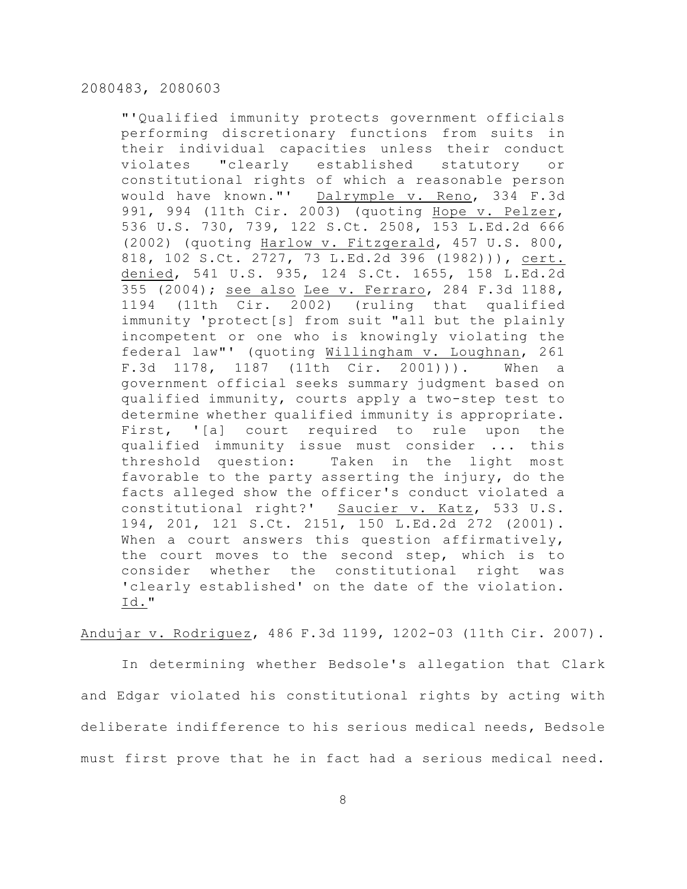"'Qualified immunity protects government officials performing discretionary functions from suits in their individual capacities unless their conduct violates "clearly established statutory or constitutional rights of which a reasonable person would have known."' Dalrymple v. Reno, 334 F.3d 991, 994 (11th Cir. 2003) (quoting Hope v. Pelzer, 536 U.S. 730, 739, 122 S.Ct. 2508, 153 L.Ed.2d 666 (2002) (quoting Harlow v. Fitzgerald, 457 U.S. 800, 818, 102 S.Ct. 2727, 73 L.Ed.2d 396 (1982))), cert. denied, 541 U.S. 935, 124 S.Ct. 1655, 158 L.Ed.2d 355 (2004); see also Lee v. Ferraro, 284 F.3d 1188, 1194 (11th Cir. 2002) (ruling that qualified immunity 'protect[s] from suit "all but the plainly incompetent or one who is knowingly violating the federal law"' (quoting Willingham v. Loughnan, 261 F.3d 1178, 1187 (11th Cir. 2001))). When a government official seeks summary judgment based on qualified immunity, courts apply a two-step test to determine whether qualified immunity is appropriate. First, '[a] court required to rule upon the qualified immunity issue must consider ... this threshold question: Taken in the light most favorable to the party asserting the injury, do the facts alleged show the officer's conduct violated a constitutional right?' Saucier v. Katz, 533 U.S. 194, 201, 121 S.Ct. 2151, 150 L.Ed.2d 272 (2001). When a court answers this question affirmatively, the court moves to the second step, which is to consider whether the constitutional right was 'clearly established' on the date of the violation. Id."

Andujar v. Rodriguez, 486 F.3d 1199, 1202-03 (11th Cir. 2007).

In determining whether Bedsole's allegation that Clark and Edgar violated his constitutional rights by acting with deliberate indifference to his serious medical needs, Bedsole must first prove that he in fact had a serious medical need.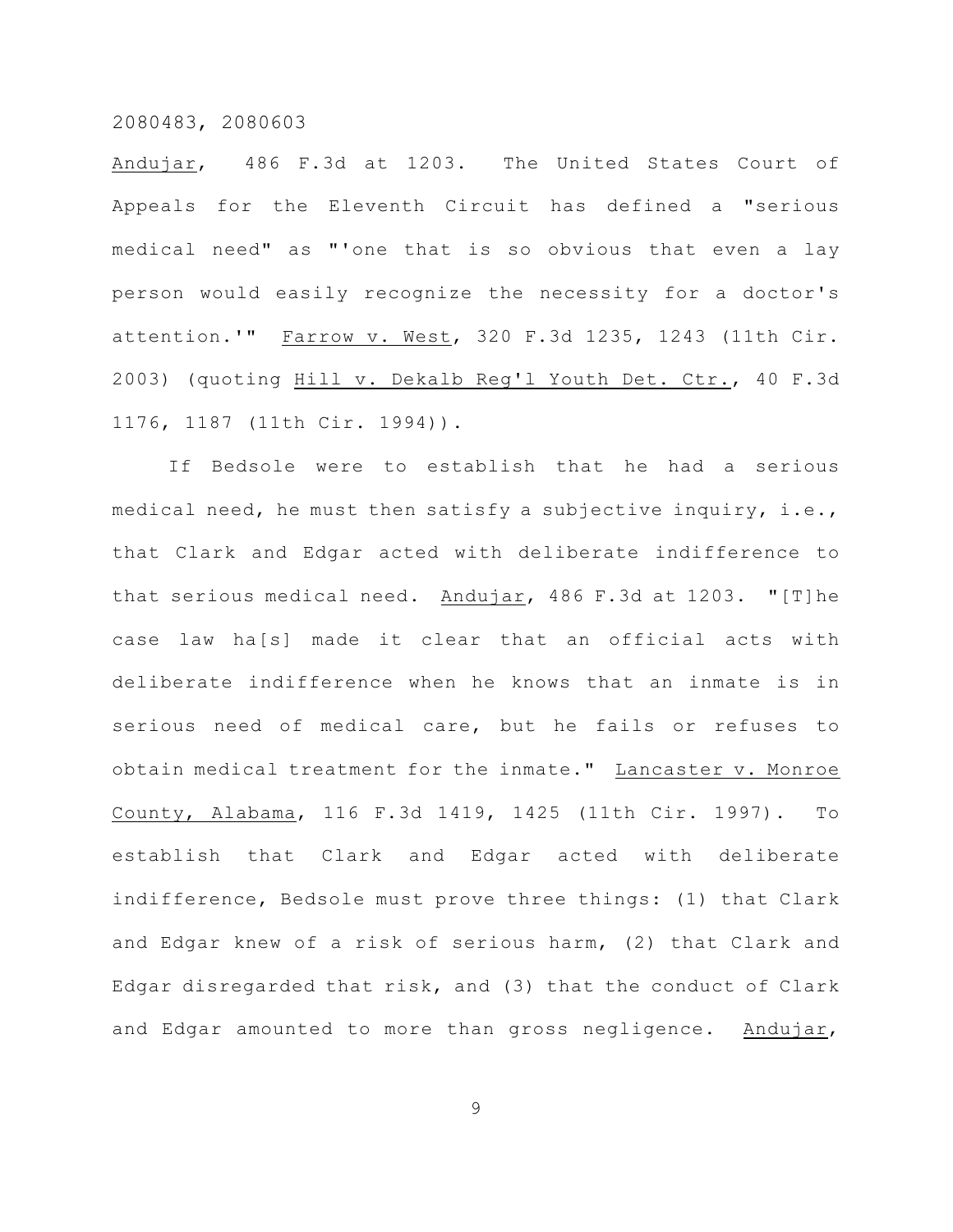Andujar, 486 F.3d at 1203. The United States Court of Appeals for the Eleventh Circuit has defined a "serious medical need" as "'one that is so obvious that even a lay person would easily recognize the necessity for a doctor's attention.'" Farrow v. West, 320 F.3d 1235, 1243 (11th Cir. 2003) (quoting Hill v. Dekalb Reg'l Youth Det. Ctr., 40 F.3d 1176, 1187 (11th Cir. 1994)).

If Bedsole were to establish that he had a serious medical need, he must then satisfy a subjective inquiry, i.e., that Clark and Edgar acted with deliberate indifference to that serious medical need. Andujar, 486 F.3d at 1203. "[T]he case law ha[s] made it clear that an official acts with deliberate indifference when he knows that an inmate is in serious need of medical care, but he fails or refuses to obtain medical treatment for the inmate." Lancaster v. Monroe County, Alabama, 116 F.3d 1419, 1425 (11th Cir. 1997). To establish that Clark and Edgar acted with deliberate indifference, Bedsole must prove three things: (1) that Clark and Edgar knew of a risk of serious harm, (2) that Clark and Edgar disregarded that risk, and (3) that the conduct of Clark and Edgar amounted to more than gross negligence. Andujar,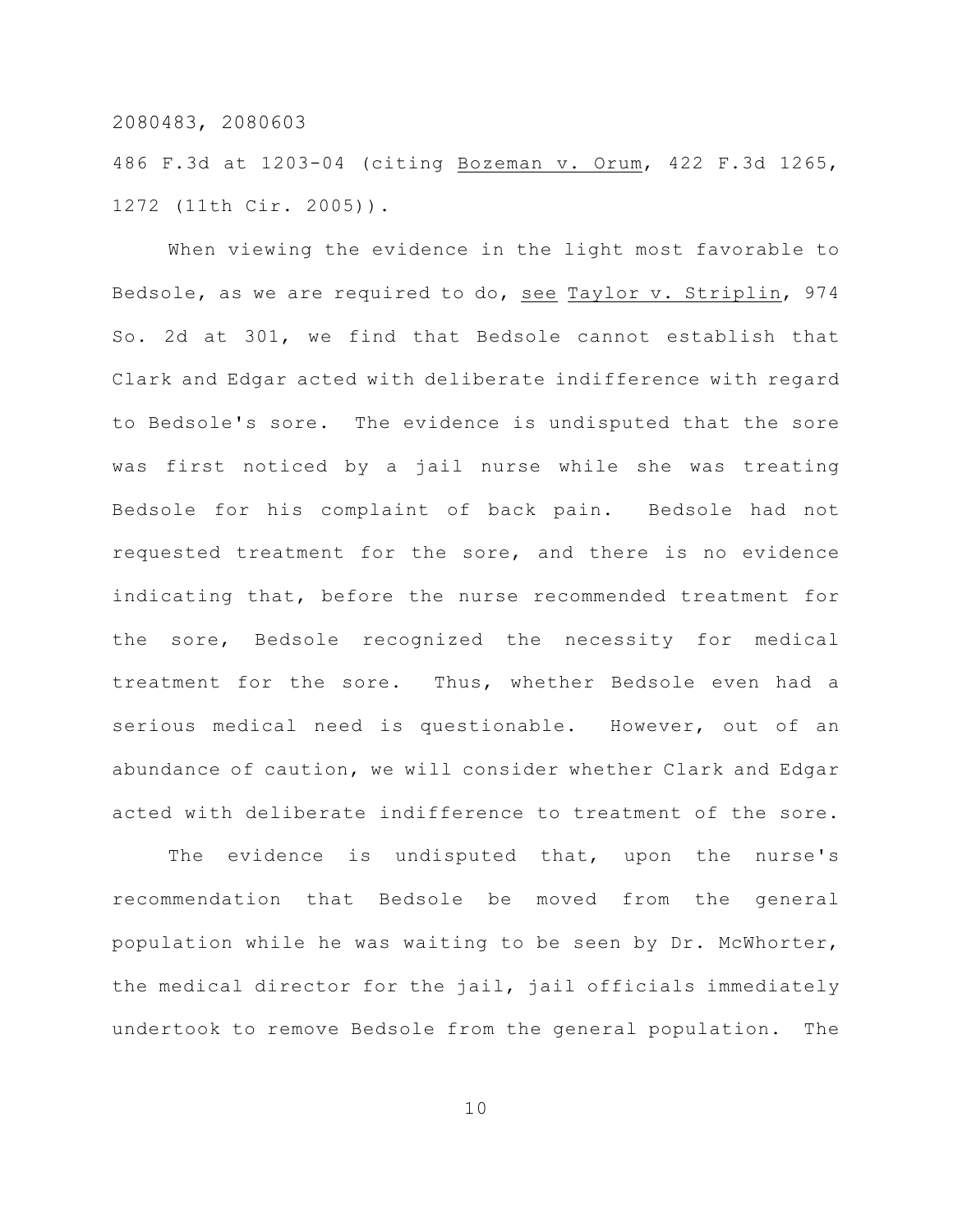486 F.3d at 1203-04 (citing Bozeman v. Orum, 422 F.3d 1265, 1272 (11th Cir. 2005)).

When viewing the evidence in the light most favorable to Bedsole, as we are required to do, see Taylor v. Striplin, 974 So. 2d at 301, we find that Bedsole cannot establish that Clark and Edgar acted with deliberate indifference with regard to Bedsole's sore. The evidence is undisputed that the sore was first noticed by a jail nurse while she was treating Bedsole for his complaint of back pain. Bedsole had not requested treatment for the sore, and there is no evidence indicating that, before the nurse recommended treatment for the sore, Bedsole recognized the necessity for medical treatment for the sore. Thus, whether Bedsole even had a serious medical need is questionable. However, out of an abundance of caution, we will consider whether Clark and Edgar acted with deliberate indifference to treatment of the sore.

The evidence is undisputed that, upon the nurse's recommendation that Bedsole be moved from the general population while he was waiting to be seen by Dr. McWhorter, the medical director for the jail, jail officials immediately undertook to remove Bedsole from the general population. The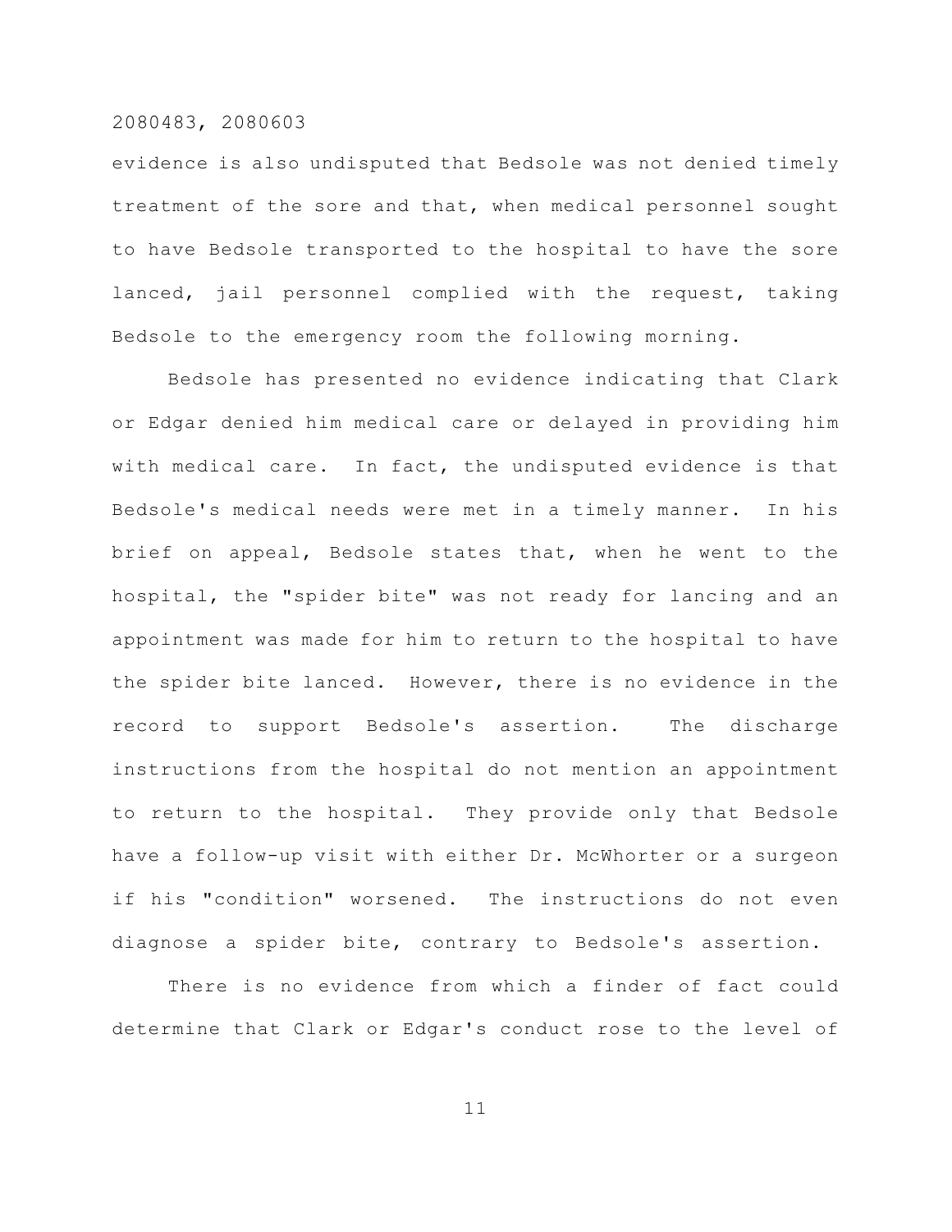evidence is also undisputed that Bedsole was not denied timely treatment of the sore and that, when medical personnel sought to have Bedsole transported to the hospital to have the sore lanced, jail personnel complied with the request, taking Bedsole to the emergency room the following morning.

Bedsole has presented no evidence indicating that Clark or Edgar denied him medical care or delayed in providing him with medical care. In fact, the undisputed evidence is that Bedsole's medical needs were met in a timely manner. In his brief on appeal, Bedsole states that, when he went to the hospital, the "spider bite" was not ready for lancing and an appointment was made for him to return to the hospital to have the spider bite lanced. However, there is no evidence in the record to support Bedsole's assertion. The discharge instructions from the hospital do not mention an appointment to return to the hospital. They provide only that Bedsole have a follow-up visit with either Dr. McWhorter or a surgeon if his "condition" worsened. The instructions do not even diagnose a spider bite, contrary to Bedsole's assertion.

There is no evidence from which a finder of fact could determine that Clark or Edgar's conduct rose to the level of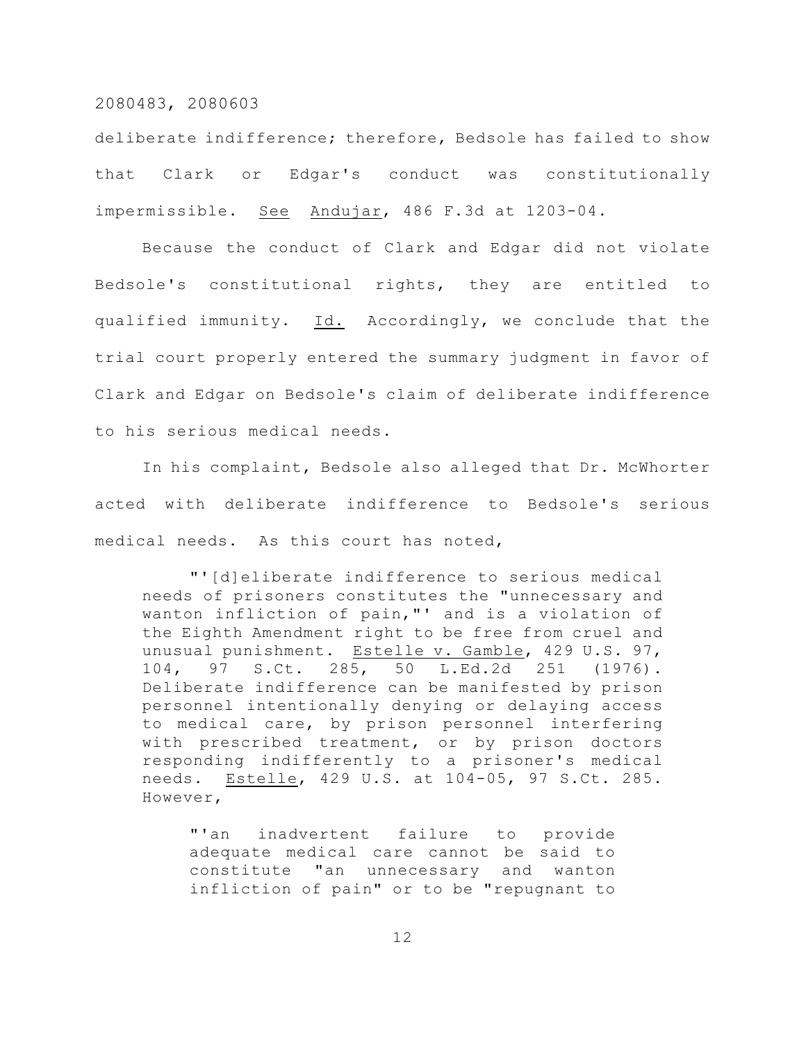deliberate indifference; therefore, Bedsole has failed to show that Clark or Edgar's conduct was constitutionally impermissible. See Andujar, 486 F.3d at 1203-04.

Because the conduct of Clark and Edgar did not violate Bedsole's constitutional rights, they are entitled to qualified immunity. Id. Accordingly, we conclude that the trial court properly entered the summary judgment in favor of Clark and Edgar on Bedsole's claim of deliberate indifference to his serious medical needs.

In his complaint, Bedsole also alleged that Dr. McWhorter acted with deliberate indifference to Bedsole's serious medical needs. As this court has noted,

> "'[d]eliberate indifference to serious medical needs of prisoners constitutes the "unnecessary and wanton infliction of pain,"' and is a violation of the Eighth Amendment right to be free from cruel and unusual punishment. Estelle v. Gamble, 429 U.S. 97, 104, 97 S.Ct. 285, 50 L.Ed.2d 251 (1976). Deliberate indifference can be manifested by prison personnel intentionally denying or delaying access to medical care, by prison personnel interfering with prescribed treatment, or by prison doctors responding indifferently to a prisoner's medical needs. Estelle, 429 U.S. at 104-05, 97 S.Ct. 285. However,
>
> > "'an inadvertent failure to provide adequate medical care cannot be said to constitute "an unnecessary and wanton infliction of pain" or to be "repugnant to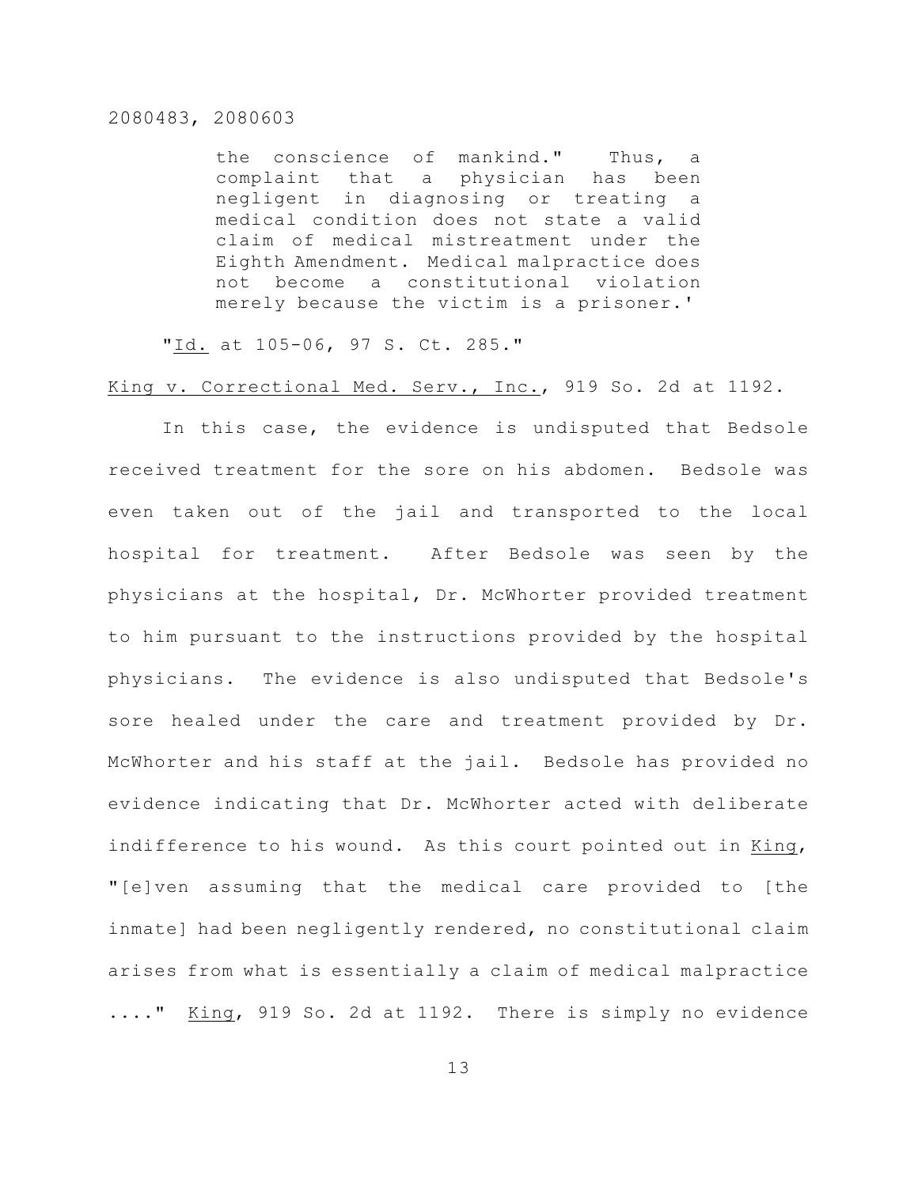> the conscience of mankind." Thus, a complaint that a physician has been negligent in diagnosing or treating a medical condition does not state a valid claim of medical mistreatment under the Eighth Amendment. Medical malpractice does not become a constitutional violation merely because the victim is a prisoner.'

"*Id.* at 105-06, 97 S. Ct. 285."

*King v. Correctional Med. Serv., Inc.*, 919 So. 2d at 1192.

In this case, the evidence is undisputed that Bedsole received treatment for the sore on his abdomen. Bedsole was even taken out of the jail and transported to the local hospital for treatment. After Bedsole was seen by the physicians at the hospital, Dr. McWhorter provided treatment to him pursuant to the instructions provided by the hospital physicians. The evidence is also undisputed that Bedsole's sore healed under the care and treatment provided by Dr. McWhorter and his staff at the jail. Bedsole has provided no evidence indicating that Dr. McWhorter acted with deliberate indifference to his wound. As this court pointed out in *King*, "[e]ven assuming that the medical care provided to [the inmate] had been negligently rendered, no constitutional claim arises from what is essentially a claim of medical malpractice ...." *King*, 919 So. 2d at 1192. There is simply no evidence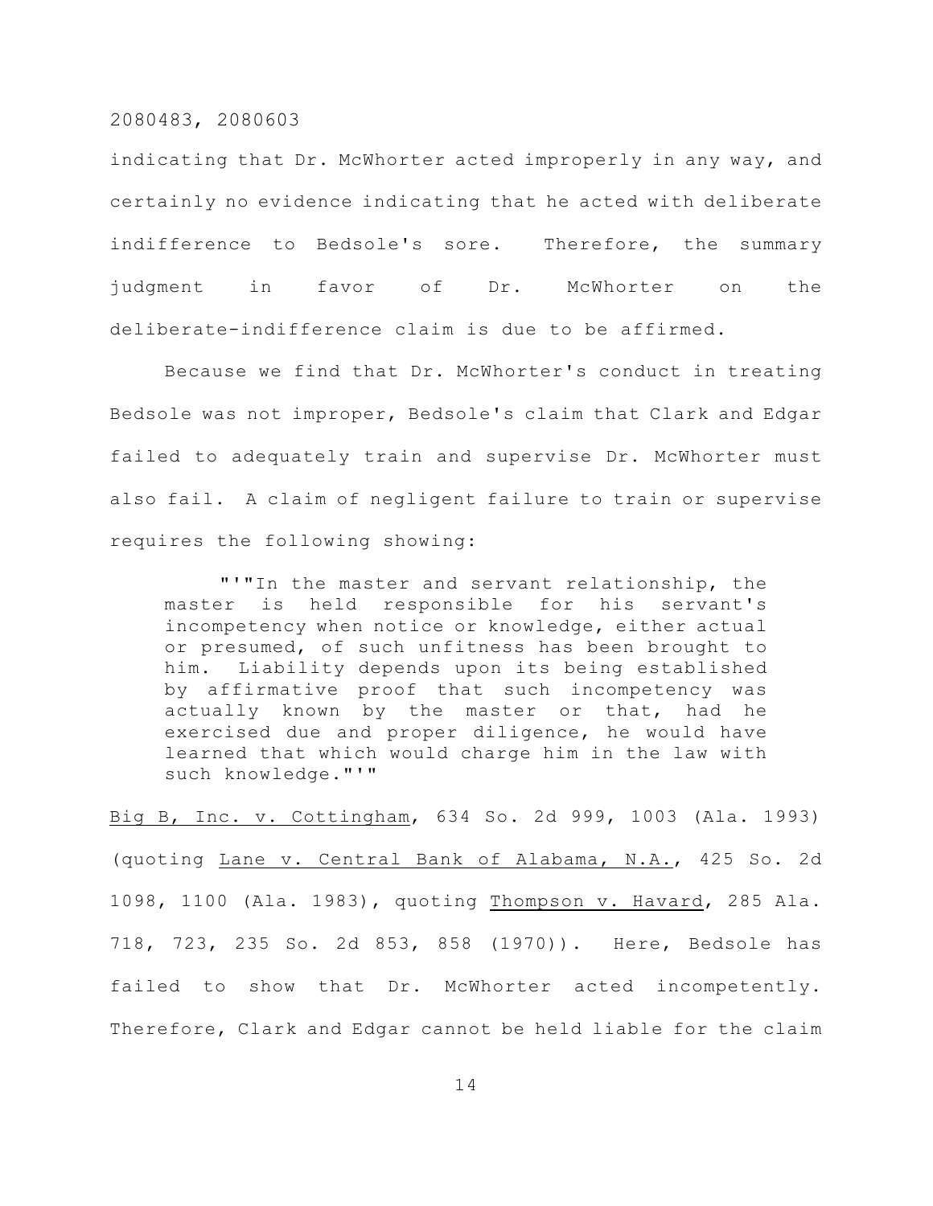indicating that Dr. McWhorter acted improperly in any way, and certainly no evidence indicating that he acted with deliberate indifference to Bedsole's sore. Therefore, the summary judgment in favor of Dr. McWhorter on the deliberate-indifference claim is due to be affirmed.

Because we find that Dr. McWhorter's conduct in treating Bedsole was not improper, Bedsole's claim that Clark and Edgar failed to adequately train and supervise Dr. McWhorter must also fail. A claim of negligent failure to train or supervise requires the following showing:

> "'"In the master and servant relationship, the master is held responsible for his servant's incompetency when notice or knowledge, either actual or presumed, of such unfitness has been brought to him. Liability depends upon its being established by affirmative proof that such incompetency was actually known by the master or that, had he exercised due and proper diligence, he would have learned that which would charge him in the law with such knowledge."'"

Big B, Inc. v. Cottingham, 634 So. 2d 999, 1003 (Ala. 1993) (quoting Lane v. Central Bank of Alabama, N.A., 425 So. 2d 1098, 1100 (Ala. 1983), quoting Thompson v. Havard, 285 Ala. 718, 723, 235 So. 2d 853, 858 (1970)). Here, Bedsole has failed to show that Dr. McWhorter acted incompetently. Therefore, Clark and Edgar cannot be held liable for the claim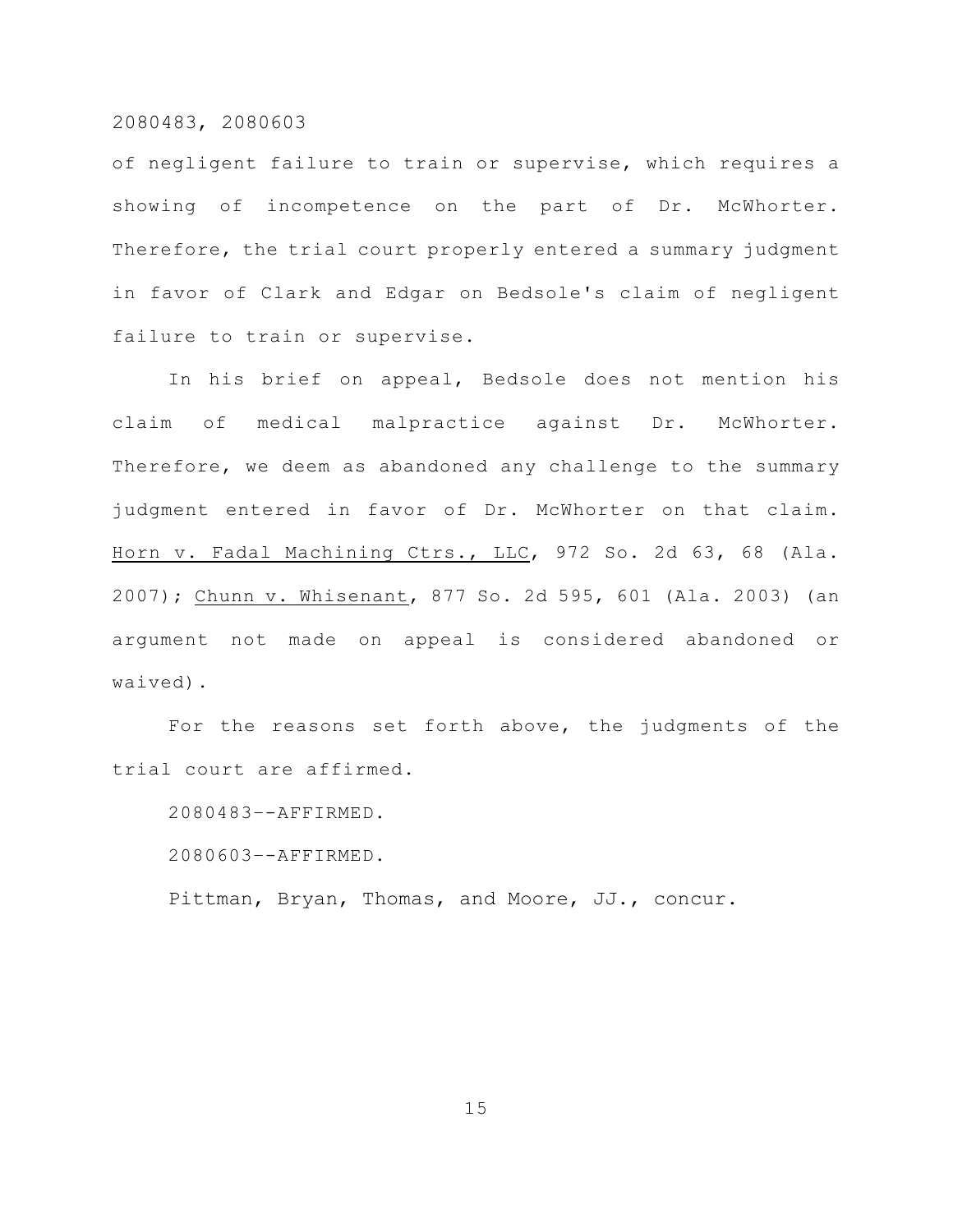of negligent failure to train or supervise, which requires a showing of incompetence on the part of Dr. McWhorter. Therefore, the trial court properly entered a summary judgment in favor of Clark and Edgar on Bedsole's claim of negligent failure to train or supervise.

In his brief on appeal, Bedsole does not mention his claim of medical malpractice against Dr. McWhorter. Therefore, we deem as abandoned any challenge to the summary judgment entered in favor of Dr. McWhorter on that claim. Horn v. Fadal Machining Ctrs., LLC, 972 So. 2d 63, 68 (Ala. 2007); Chunn v. Whisenant, 877 So. 2d 595, 601 (Ala. 2003) (an argument not made on appeal is considered abandoned or waived).

For the reasons set forth above, the judgments of the trial court are affirmed.

2080483--AFFIRMED.

2080603--AFFIRMED.

Pittman, Bryan, Thomas, and Moore, JJ., concur.